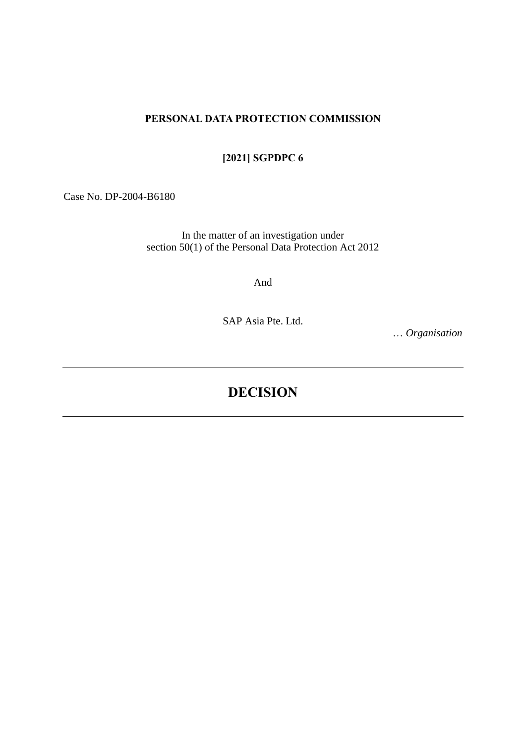**PERSONAL DATA PROTECTION COMMISSION**

**[2021] SGPDPC 6**

Case No. DP-2004-B6180

In the matter of an investigation under
section 50(1) of the Personal Data Protection Act 2012

And

SAP Asia Pte. Ltd.

… *Organisation*

---

# DECISION

---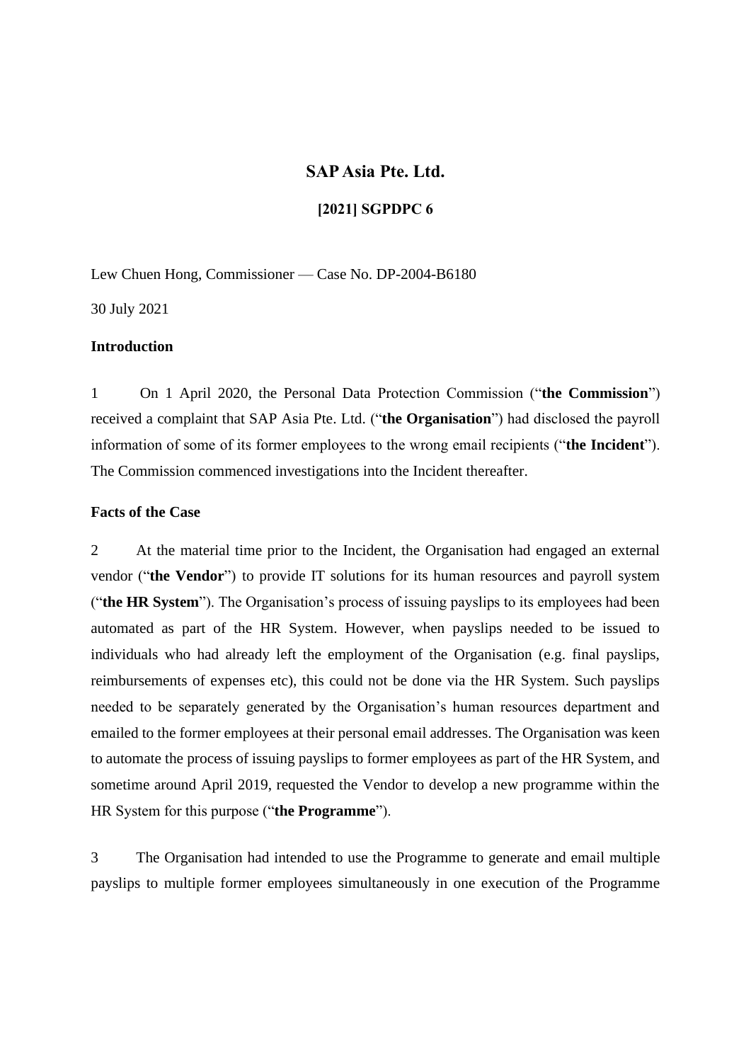# SAP Asia Pte. Ltd.

**[2021] SGPDPC 6**

Lew Chuen Hong, Commissioner — Case No. DP-2004-B6180

30 July 2021

**Introduction**

1 On 1 April 2020, the Personal Data Protection Commission ("**the Commission**") received a complaint that SAP Asia Pte. Ltd. ("**the Organisation**") had disclosed the payroll information of some of its former employees to the wrong email recipients ("**the Incident**"). The Commission commenced investigations into the Incident thereafter.

**Facts of the Case**

2 At the material time prior to the Incident, the Organisation had engaged an external vendor ("**the Vendor**") to provide IT solutions for its human resources and payroll system ("**the HR System**"). The Organisation's process of issuing payslips to its employees had been automated as part of the HR System. However, when payslips needed to be issued to individuals who had already left the employment of the Organisation (e.g. final payslips, reimbursements of expenses etc), this could not be done via the HR System. Such payslips needed to be separately generated by the Organisation's human resources department and emailed to the former employees at their personal email addresses. The Organisation was keen to automate the process of issuing payslips to former employees as part of the HR System, and sometime around April 2019, requested the Vendor to develop a new programme within the HR System for this purpose ("**the Programme**").

3 The Organisation had intended to use the Programme to generate and email multiple payslips to multiple former employees simultaneously in one execution of the Programme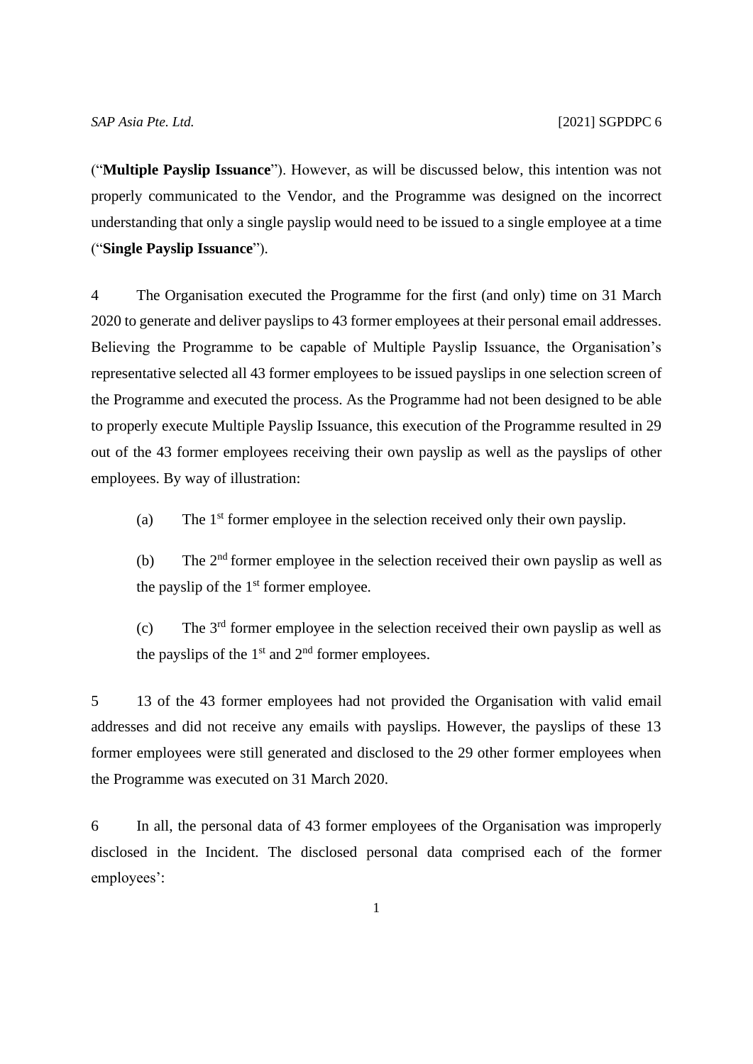(“**Multiple Payslip Issuance**”). However, as will be discussed below, this intention was not properly communicated to the Vendor, and the Programme was designed on the incorrect understanding that only a single payslip would need to be issued to a single employee at a time (“**Single Payslip Issuance**”).

4 The Organisation executed the Programme for the first (and only) time on 31 March 2020 to generate and deliver payslips to 43 former employees at their personal email addresses. Believing the Programme to be capable of Multiple Payslip Issuance, the Organisation’s representative selected all 43 former employees to be issued payslips in one selection screen of the Programme and executed the process. As the Programme had not been designed to be able to properly execute Multiple Payslip Issuance, this execution of the Programme resulted in 29 out of the 43 former employees receiving their own payslip as well as the payslips of other employees. By way of illustration:

(a) The 1st former employee in the selection received only their own payslip.

(b) The 2nd former employee in the selection received their own payslip as well as the payslip of the 1st former employee.

(c) The 3rd former employee in the selection received their own payslip as well as the payslips of the 1st and 2nd former employees.

5 13 of the 43 former employees had not provided the Organisation with valid email addresses and did not receive any emails with payslips. However, the payslips of these 13 former employees were still generated and disclosed to the 29 other former employees when the Programme was executed on 31 March 2020.

6 In all, the personal data of 43 former employees of the Organisation was improperly disclosed in the Incident. The disclosed personal data comprised each of the former employees’: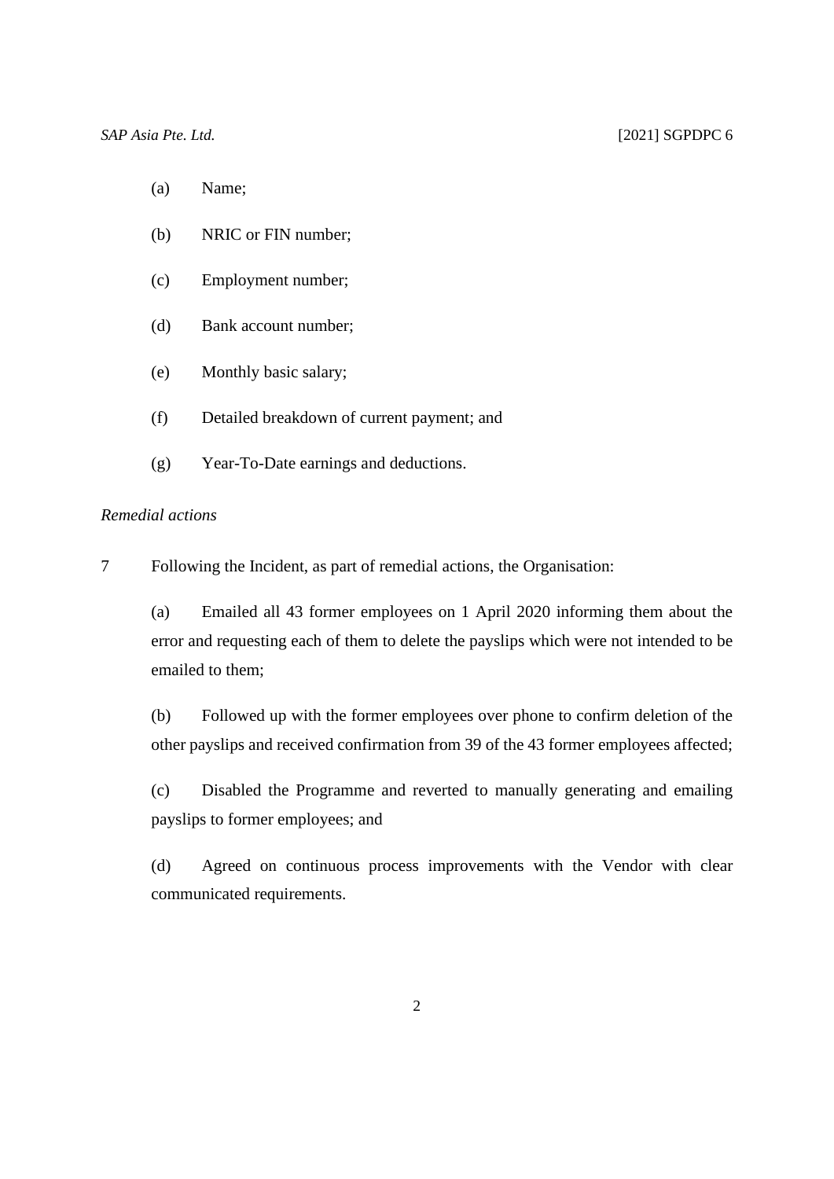(a) Name;

(b) NRIC or FIN number;

(c) Employment number;

(d) Bank account number;

(e) Monthly basic salary;

(f) Detailed breakdown of current payment; and

(g) Year-To-Date earnings and deductions.

*Remedial actions*

7 Following the Incident, as part of remedial actions, the Organisation:

(a) Emailed all 43 former employees on 1 April 2020 informing them about the error and requesting each of them to delete the payslips which were not intended to be emailed to them;

(b) Followed up with the former employees over phone to confirm deletion of the other payslips and received confirmation from 39 of the 43 former employees affected;

(c) Disabled the Programme and reverted to manually generating and emailing payslips to former employees; and

(d) Agreed on continuous process improvements with the Vendor with clear communicated requirements.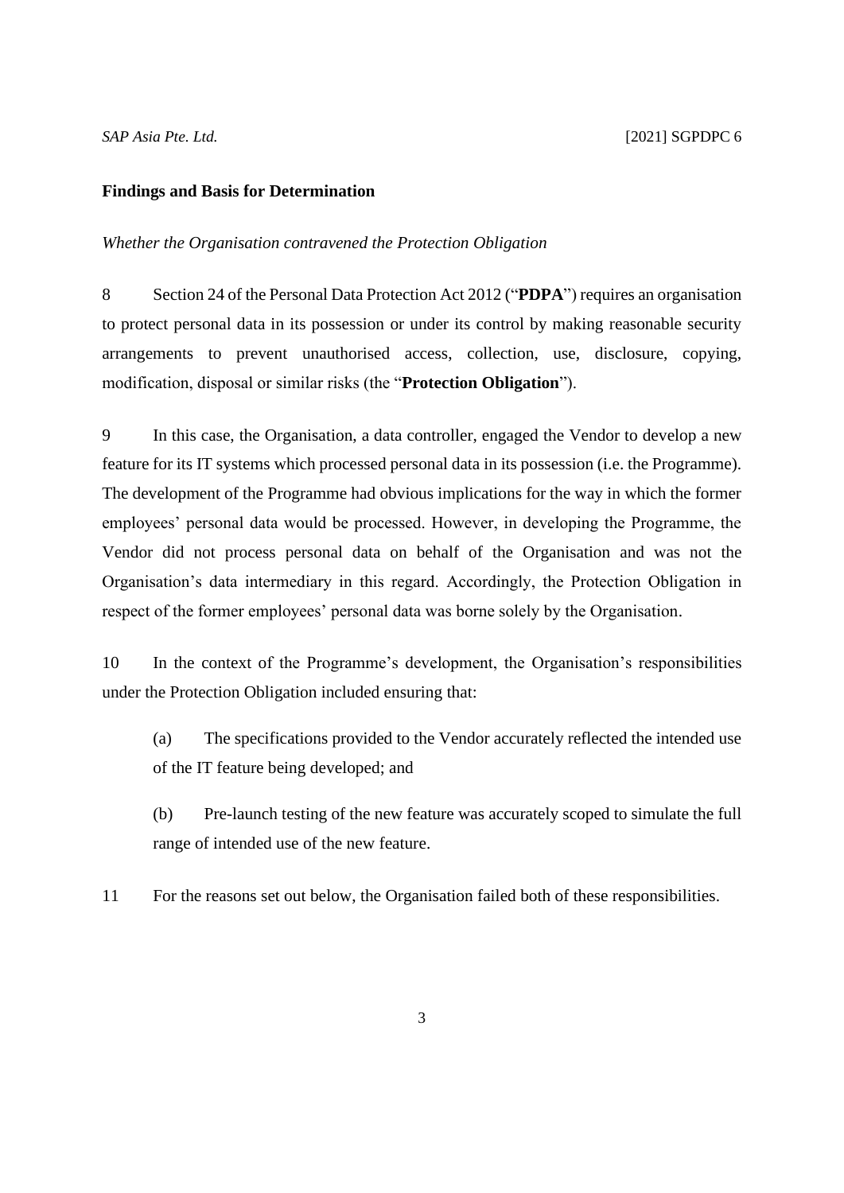**Findings and Basis for Determination**

*Whether the Organisation contravened the Protection Obligation*

8 Section 24 of the Personal Data Protection Act 2012 ("**PDPA**") requires an organisation to protect personal data in its possession or under its control by making reasonable security arrangements to prevent unauthorised access, collection, use, disclosure, copying, modification, disposal or similar risks (the "**Protection Obligation**").

9 In this case, the Organisation, a data controller, engaged the Vendor to develop a new feature for its IT systems which processed personal data in its possession (i.e. the Programme). The development of the Programme had obvious implications for the way in which the former employees' personal data would be processed. However, in developing the Programme, the Vendor did not process personal data on behalf of the Organisation and was not the Organisation's data intermediary in this regard. Accordingly, the Protection Obligation in respect of the former employees' personal data was borne solely by the Organisation.

10 In the context of the Programme's development, the Organisation's responsibilities under the Protection Obligation included ensuring that:

(a) The specifications provided to the Vendor accurately reflected the intended use of the IT feature being developed; and

(b) Pre-launch testing of the new feature was accurately scoped to simulate the full range of intended use of the new feature.

11 For the reasons set out below, the Organisation failed both of these responsibilities.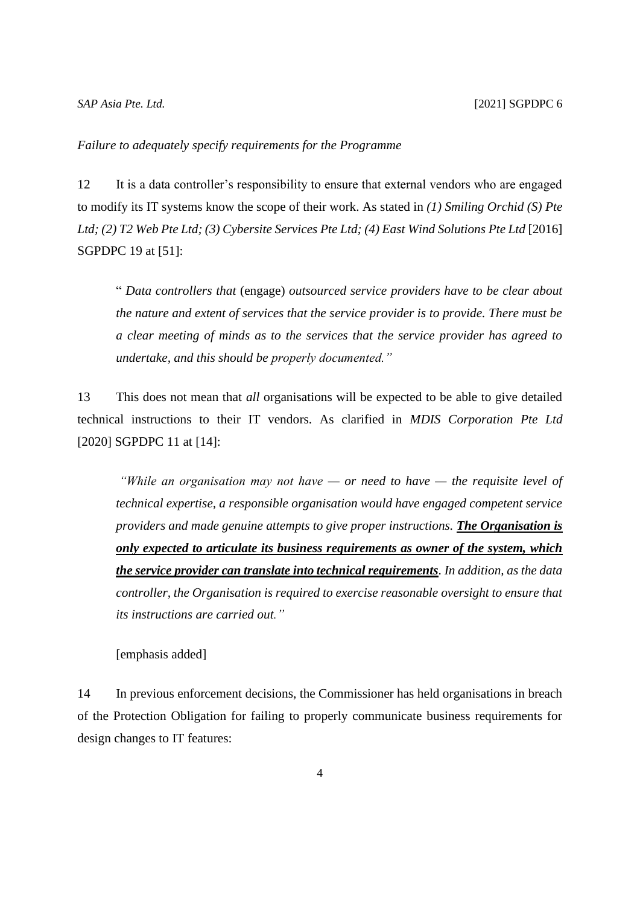*Failure to adequately specify requirements for the Programme*

12 It is a data controller's responsibility to ensure that external vendors who are engaged to modify its IT systems know the scope of their work. As stated in *(1) Smiling Orchid (S) Pte Ltd; (2) T2 Web Pte Ltd; (3) Cybersite Services Pte Ltd; (4) East Wind Solutions Pte Ltd* [2016] SGPDPC 19 at [51]:

> " *Data controllers that* (engage) *outsourced service providers have to be clear about the nature and extent of services that the service provider is to provide. There must be a clear meeting of minds as to the services that the service provider has agreed to undertake, and this should be properly documented."*

13 This does not mean that *all* organisations will be expected to be able to give detailed technical instructions to their IT vendors. As clarified in *MDIS Corporation Pte Ltd* [2020] SGPDPC 11 at [14]:

> *"While an organisation may not have — or need to have — the requisite level of technical expertise, a responsible organisation would have engaged competent service providers and made genuine attempts to give proper instructions.* ***<u>The Organisation is only expected to articulate its business requirements as owner of the system, which the service provider can translate into technical requirements</u>****. In addition, as the data controller, the Organisation is required to exercise reasonable oversight to ensure that its instructions are carried out."*
>
> [emphasis added]

14 In previous enforcement decisions, the Commissioner has held organisations in breach of the Protection Obligation for failing to properly communicate business requirements for design changes to IT features: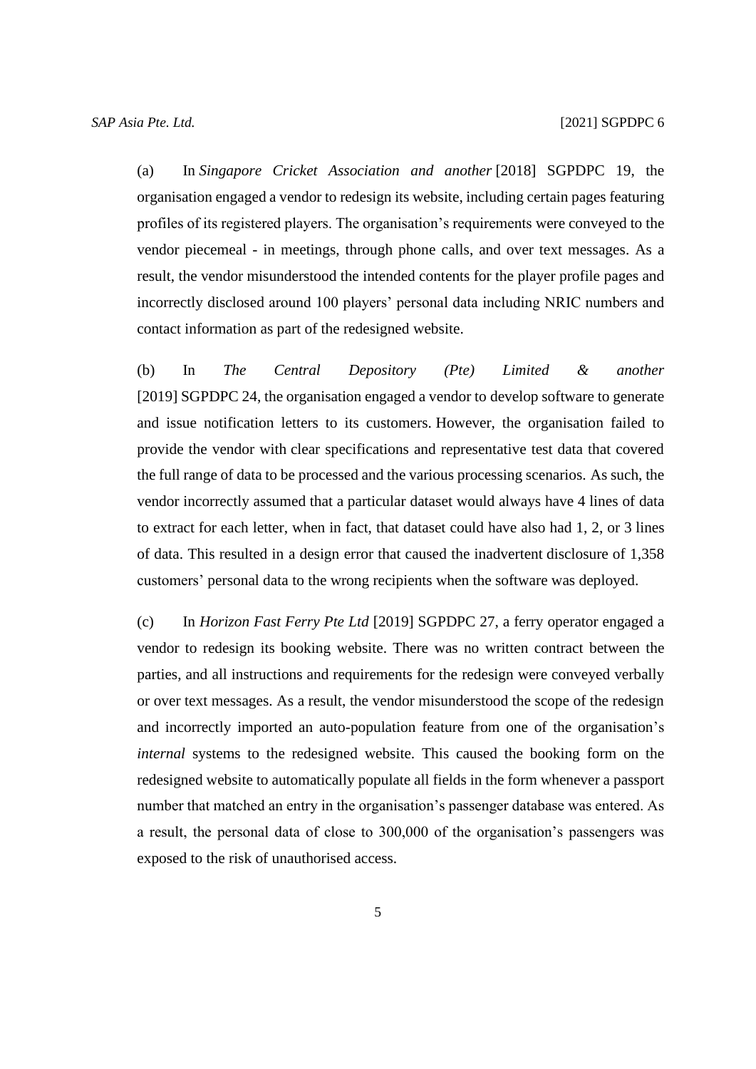(a) In *Singapore Cricket Association and another* [2018] SGPDPC 19, the organisation engaged a vendor to redesign its website, including certain pages featuring profiles of its registered players. The organisation's requirements were conveyed to the vendor piecemeal - in meetings, through phone calls, and over text messages. As a result, the vendor misunderstood the intended contents for the player profile pages and incorrectly disclosed around 100 players' personal data including NRIC numbers and contact information as part of the redesigned website.

(b) In *The Central Depository (Pte) Limited & another* [2019] SGPDPC 24, the organisation engaged a vendor to develop software to generate and issue notification letters to its customers. However, the organisation failed to provide the vendor with clear specifications and representative test data that covered the full range of data to be processed and the various processing scenarios. As such, the vendor incorrectly assumed that a particular dataset would always have 4 lines of data to extract for each letter, when in fact, that dataset could have also had 1, 2, or 3 lines of data. This resulted in a design error that caused the inadvertent disclosure of 1,358 customers' personal data to the wrong recipients when the software was deployed.

(c) In *Horizon Fast Ferry Pte Ltd* [2019] SGPDPC 27, a ferry operator engaged a vendor to redesign its booking website. There was no written contract between the parties, and all instructions and requirements for the redesign were conveyed verbally or over text messages. As a result, the vendor misunderstood the scope of the redesign and incorrectly imported an auto-population feature from one of the organisation's *internal* systems to the redesigned website. This caused the booking form on the redesigned website to automatically populate all fields in the form whenever a passport number that matched an entry in the organisation's passenger database was entered. As a result, the personal data of close to 300,000 of the organisation's passengers was exposed to the risk of unauthorised access.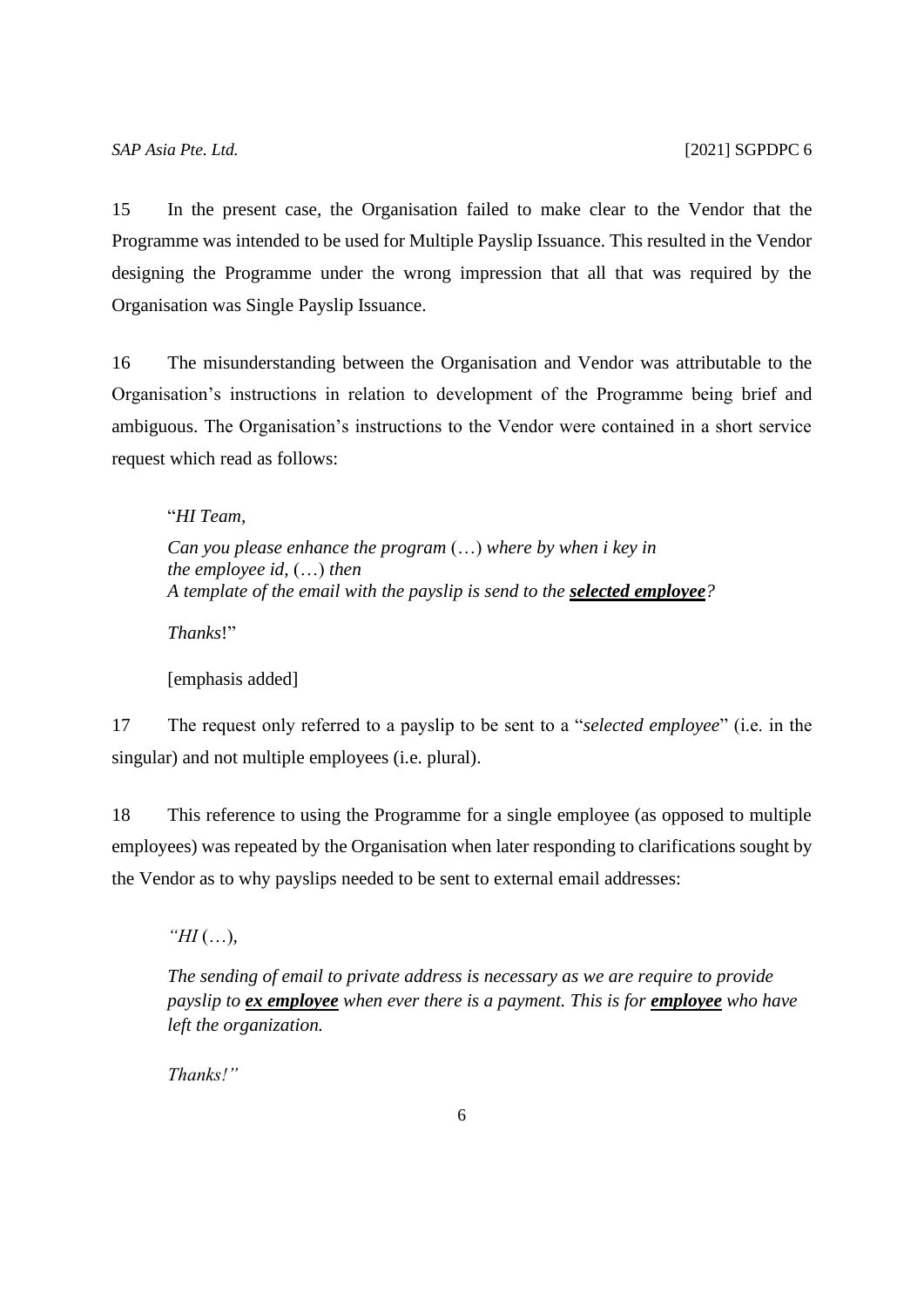15 In the present case, the Organisation failed to make clear to the Vendor that the Programme was intended to be used for Multiple Payslip Issuance. This resulted in the Vendor designing the Programme under the wrong impression that all that was required by the Organisation was Single Payslip Issuance.

16 The misunderstanding between the Organisation and Vendor was attributable to the Organisation's instructions in relation to development of the Programme being brief and ambiguous. The Organisation's instructions to the Vendor were contained in a short service request which read as follows:

> "*HI Team,*
>
> *Can you please enhance the program* (…) *where by when i key in the employee id,* (…) *then*
> *A template of the email with the payslip is send to the **selected employee**?*
>
> *Thanks*!"
>
> [emphasis added]

17 The request only referred to a payslip to be sent to a "*selected employee*" (i.e. in the singular) and not multiple employees (i.e. plural).

18 This reference to using the Programme for a single employee (as opposed to multiple employees) was repeated by the Organisation when later responding to clarifications sought by the Vendor as to why payslips needed to be sent to external email addresses:

> *"HI* (…),
>
> *The sending of email to private address is necessary as we are require to provide payslip to **ex employee** when ever there is a payment. This is for **employee** who have left the organization.*
>
> *Thanks!"*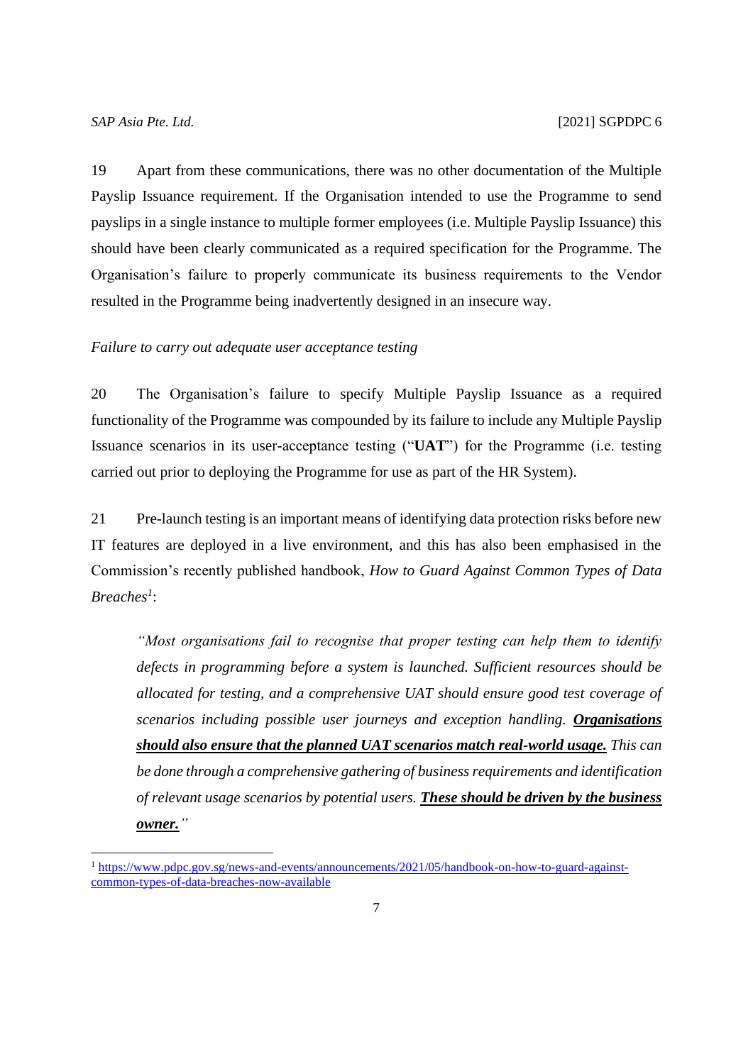19 Apart from these communications, there was no other documentation of the Multiple Payslip Issuance requirement. If the Organisation intended to use the Programme to send payslips in a single instance to multiple former employees (i.e. Multiple Payslip Issuance) this should have been clearly communicated as a required specification for the Programme. The Organisation's failure to properly communicate its business requirements to the Vendor resulted in the Programme being inadvertently designed in an insecure way.

*Failure to carry out adequate user acceptance testing*

20 The Organisation's failure to specify Multiple Payslip Issuance as a required functionality of the Programme was compounded by its failure to include any Multiple Payslip Issuance scenarios in its user-acceptance testing ("**UAT**") for the Programme (i.e. testing carried out prior to deploying the Programme for use as part of the HR System).

21 Pre-launch testing is an important means of identifying data protection risks before new IT features are deployed in a live environment, and this has also been emphasised in the Commission's recently published handbook, *How to Guard Against Common Types of Data Breaches*[1]:

> *"Most organisations fail to recognise that proper testing can help them to identify defects in programming before a system is launched. Sufficient resources should be allocated for testing, and a comprehensive UAT should ensure good test coverage of scenarios including possible user journeys and exception handling.* ***<u>Organisations should also ensure that the planned UAT scenarios match real-world usage.</u>*** *This can be done through a comprehensive gathering of business requirements and identification of relevant usage scenarios by potential users.* ***<u>These should be driven by the business owner.</u>****"*

[1] https://www.pdpc.gov.sg/news-and-events/announcements/2021/05/handbook-on-how-to-guard-against-common-types-of-data-breaches-now-available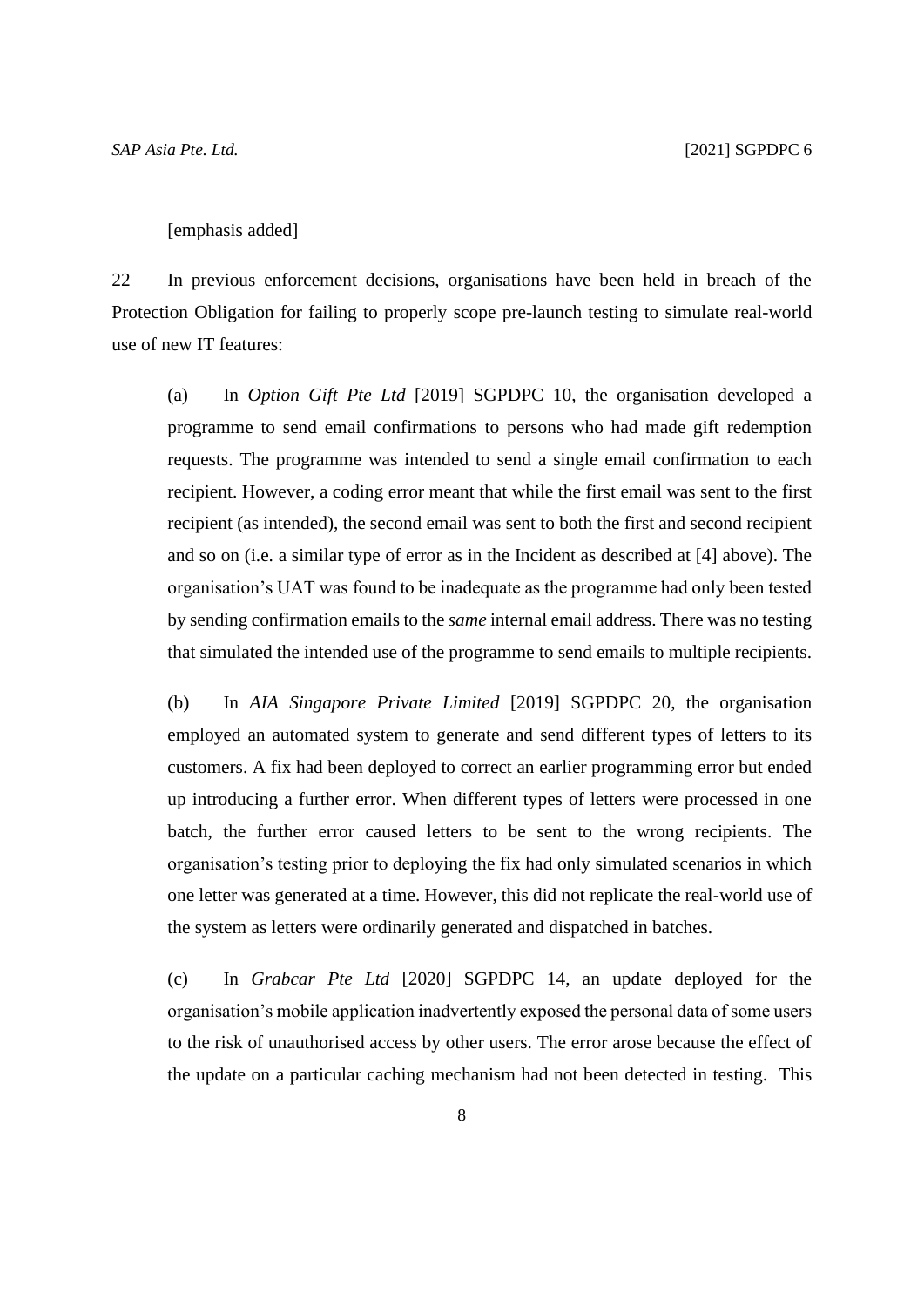[emphasis added]

22 In previous enforcement decisions, organisations have been held in breach of the Protection Obligation for failing to properly scope pre-launch testing to simulate real-world use of new IT features:

(a) In *Option Gift Pte Ltd* [2019] SGPDPC 10, the organisation developed a programme to send email confirmations to persons who had made gift redemption requests. The programme was intended to send a single email confirmation to each recipient. However, a coding error meant that while the first email was sent to the first recipient (as intended), the second email was sent to both the first and second recipient and so on (i.e. a similar type of error as in the Incident as described at [4] above). The organisation's UAT was found to be inadequate as the programme had only been tested by sending confirmation emails to the *same* internal email address. There was no testing that simulated the intended use of the programme to send emails to multiple recipients.

(b) In *AIA Singapore Private Limited* [2019] SGPDPC 20, the organisation employed an automated system to generate and send different types of letters to its customers. A fix had been deployed to correct an earlier programming error but ended up introducing a further error. When different types of letters were processed in one batch, the further error caused letters to be sent to the wrong recipients. The organisation's testing prior to deploying the fix had only simulated scenarios in which one letter was generated at a time. However, this did not replicate the real-world use of the system as letters were ordinarily generated and dispatched in batches.

(c) In *Grabcar Pte Ltd* [2020] SGPDPC 14, an update deployed for the organisation's mobile application inadvertently exposed the personal data of some users to the risk of unauthorised access by other users. The error arose because the effect of the update on a particular caching mechanism had not been detected in testing. This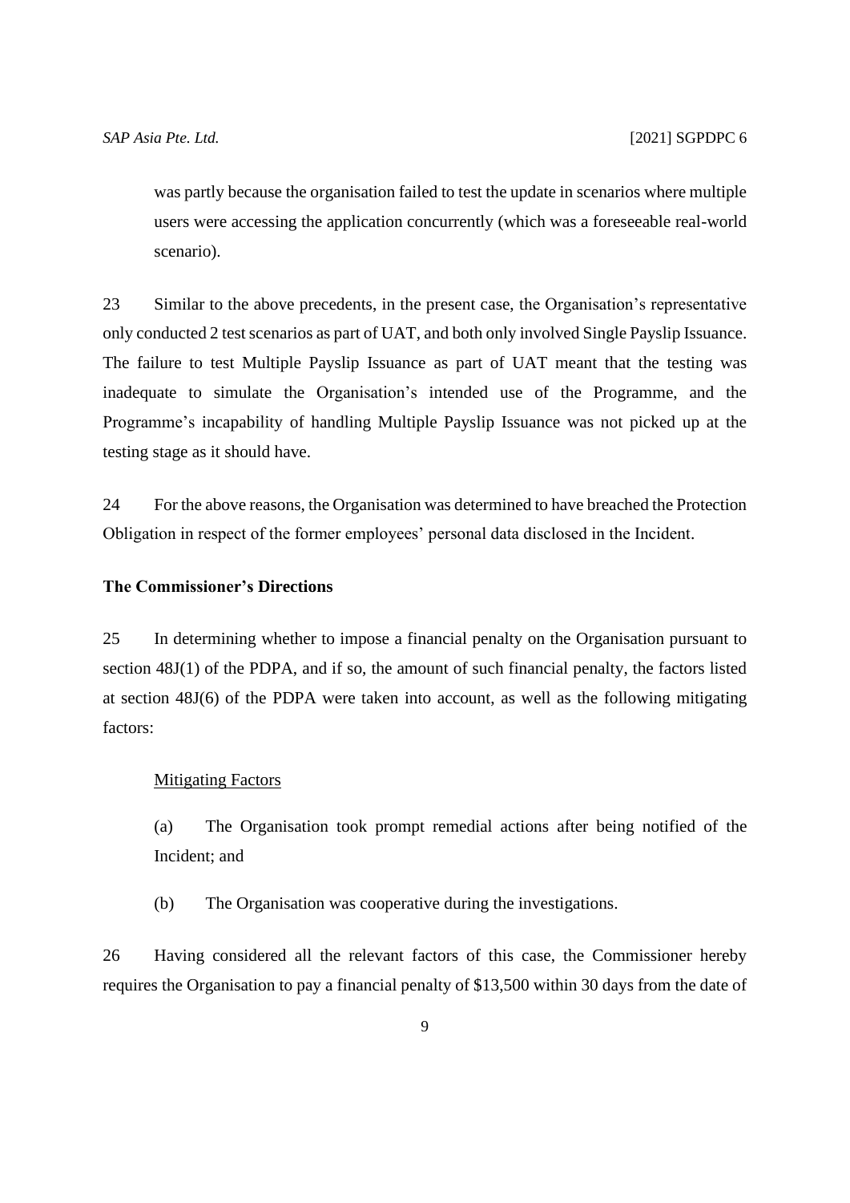was partly because the organisation failed to test the update in scenarios where multiple users were accessing the application concurrently (which was a foreseeable real-world scenario).

23 Similar to the above precedents, in the present case, the Organisation's representative only conducted 2 test scenarios as part of UAT, and both only involved Single Payslip Issuance. The failure to test Multiple Payslip Issuance as part of UAT meant that the testing was inadequate to simulate the Organisation's intended use of the Programme, and the Programme's incapability of handling Multiple Payslip Issuance was not picked up at the testing stage as it should have.

24 For the above reasons, the Organisation was determined to have breached the Protection Obligation in respect of the former employees' personal data disclosed in the Incident.

**The Commissioner's Directions**

25 In determining whether to impose a financial penalty on the Organisation pursuant to section 48J(1) of the PDPA, and if so, the amount of such financial penalty, the factors listed at section 48J(6) of the PDPA were taken into account, as well as the following mitigating factors:

<u>Mitigating Factors</u>

(a) The Organisation took prompt remedial actions after being notified of the Incident; and

(b) The Organisation was cooperative during the investigations.

26 Having considered all the relevant factors of this case, the Commissioner hereby requires the Organisation to pay a financial penalty of $13,500 within 30 days from the date of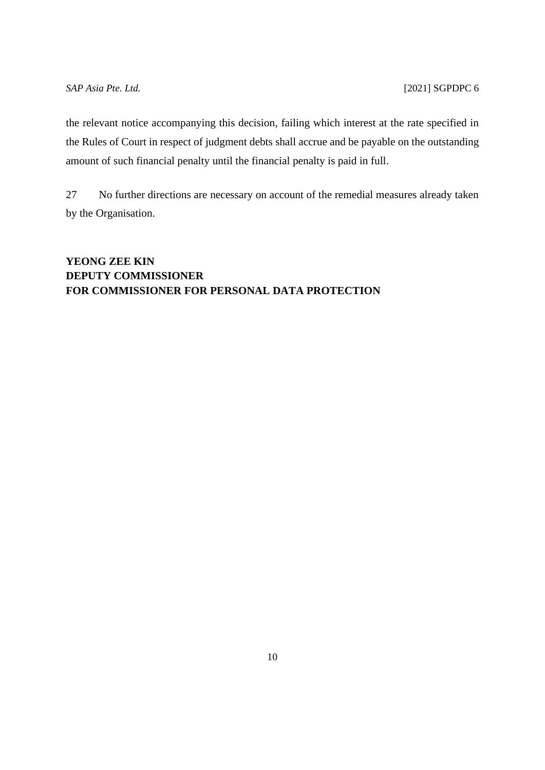the relevant notice accompanying this decision, failing which interest at the rate specified in the Rules of Court in respect of judgment debts shall accrue and be payable on the outstanding amount of such financial penalty until the financial penalty is paid in full.

27 No further directions are necessary on account of the remedial measures already taken by the Organisation.

**YEONG ZEE KIN**
**DEPUTY COMMISSIONER**
**FOR COMMISSIONER FOR PERSONAL DATA PROTECTION**